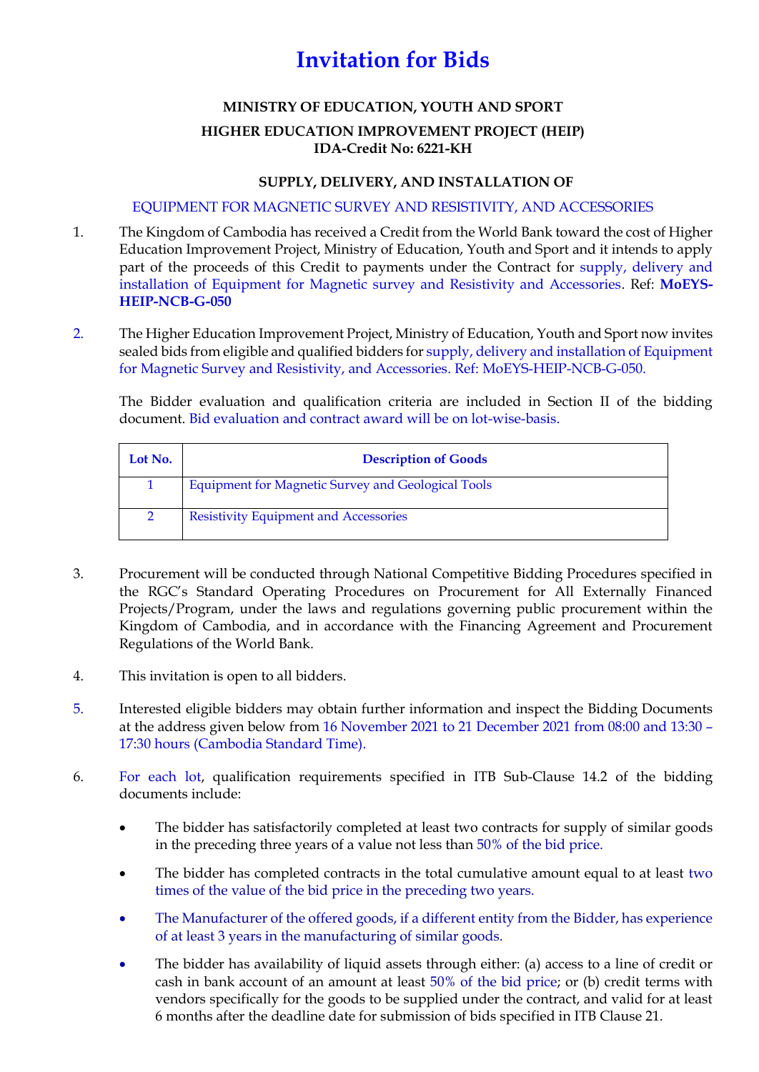# Invitation for Bids

**MINISTRY OF EDUCATION, YOUTH AND SPORT**

**HIGHER EDUCATION IMPROVEMENT PROJECT (HEIP)**
**IDA-Credit No: 6221-KH**

**SUPPLY, DELIVERY, AND INSTALLATION OF**

EQUIPMENT FOR MAGNETIC SURVEY AND RESISTIVITY, AND ACCESSORIES

1. The Kingdom of Cambodia has received a Credit from the World Bank toward the cost of Higher Education Improvement Project, Ministry of Education, Youth and Sport and it intends to apply part of the proceeds of this Credit to payments under the Contract for supply, delivery and installation of Equipment for Magnetic survey and Resistivity and Accessories. Ref: **MoEYS-HEIP-NCB-G-050**

2. The Higher Education Improvement Project, Ministry of Education, Youth and Sport now invites sealed bids from eligible and qualified bidders for supply, delivery and installation of Equipment for Magnetic Survey and Resistivity, and Accessories. Ref: MoEYS-HEIP-NCB-G-050.

   The Bidder evaluation and qualification criteria are included in Section II of the bidding document. Bid evaluation and contract award will be on lot-wise-basis.

| Lot No. | Description of Goods |
|---|---|
| 1 | Equipment for Magnetic Survey and Geological Tools |
| 2 | Resistivity Equipment and Accessories |

3. Procurement will be conducted through National Competitive Bidding Procedures specified in the RGC's Standard Operating Procedures on Procurement for All Externally Financed Projects/Program, under the laws and regulations governing public procurement within the Kingdom of Cambodia, and in accordance with the Financing Agreement and Procurement Regulations of the World Bank.

4. This invitation is open to all bidders.

5. Interested eligible bidders may obtain further information and inspect the Bidding Documents at the address given below from 16 November 2021 to 21 December 2021 from 08:00 and 13:30 – 17:30 hours (Cambodia Standard Time).

6. For each lot, qualification requirements specified in ITB Sub-Clause 14.2 of the bidding documents include:

   - The bidder has satisfactorily completed at least two contracts for supply of similar goods in the preceding three years of a value not less than 50% of the bid price.
   - The bidder has completed contracts in the total cumulative amount equal to at least two times of the value of the bid price in the preceding two years.
   - The Manufacturer of the offered goods, if a different entity from the Bidder, has experience of at least 3 years in the manufacturing of similar goods.
   - The bidder has availability of liquid assets through either: (a) access to a line of credit or cash in bank account of an amount at least 50% of the bid price; or (b) credit terms with vendors specifically for the goods to be supplied under the contract, and valid for at least 6 months after the deadline date for submission of bids specified in ITB Clause 21.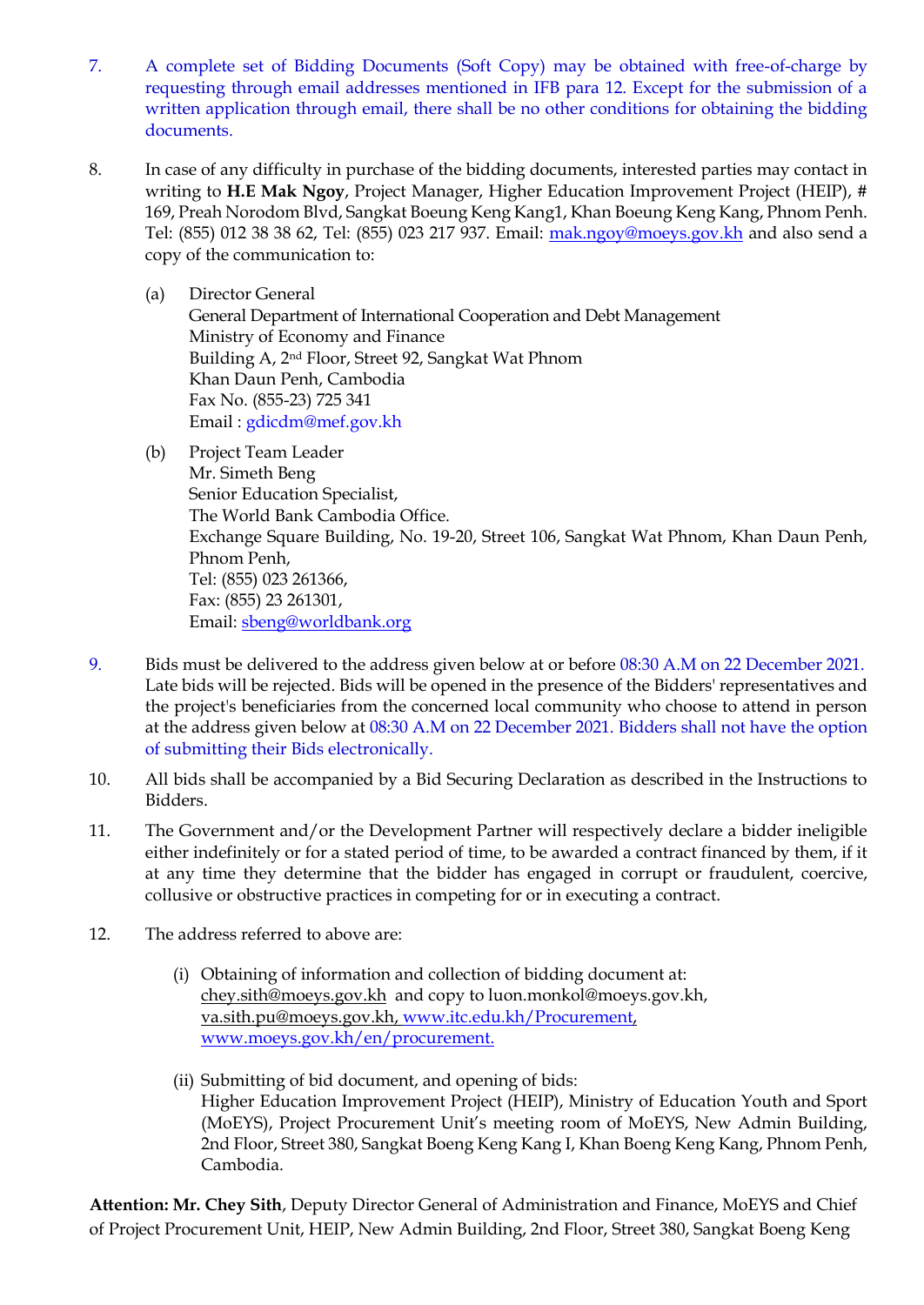7. A complete set of Bidding Documents (Soft Copy) may be obtained with free-of-charge by requesting through email addresses mentioned in IFB para 12. Except for the submission of a written application through email, there shall be no other conditions for obtaining the bidding documents.

8. In case of any difficulty in purchase of the bidding documents, interested parties may contact in writing to **H.E Mak Ngoy**, Project Manager, Higher Education Improvement Project (HEIP), # 169, Preah Norodom Blvd, Sangkat Boeung Keng Kang1, Khan Boeung Keng Kang, Phnom Penh. Tel: (855) 012 38 38 62, Tel: (855) 023 217 937. Email: mak.ngoy@moeys.gov.kh and also send a copy of the communication to:

   (a) Director General
   General Department of International Cooperation and Debt Management
   Ministry of Economy and Finance
   Building A, 2nd Floor, Street 92, Sangkat Wat Phnom
   Khan Daun Penh, Cambodia
   Fax No. (855-23) 725 341
   Email : gdicdm@mef.gov.kh

   (b) Project Team Leader
   Mr. Simeth Beng
   Senior Education Specialist,
   The World Bank Cambodia Office.
   Exchange Square Building, No. 19-20, Street 106, Sangkat Wat Phnom, Khan Daun Penh, Phnom Penh,
   Tel: (855) 023 261366,
   Fax: (855) 23 261301,
   Email: sbeng@worldbank.org

9. Bids must be delivered to the address given below at or before 08:30 A.M on 22 December 2021. Late bids will be rejected. Bids will be opened in the presence of the Bidders' representatives and the project's beneficiaries from the concerned local community who choose to attend in person at the address given below at 08:30 A.M on 22 December 2021. Bidders shall not have the option of submitting their Bids electronically.

10. All bids shall be accompanied by a Bid Securing Declaration as described in the Instructions to Bidders.

11. The Government and/or the Development Partner will respectively declare a bidder ineligible either indefinitely or for a stated period of time, to be awarded a contract financed by them, if it at any time they determine that the bidder has engaged in corrupt or fraudulent, coercive, collusive or obstructive practices in competing for or in executing a contract.

12. The address referred to above are:

   (i) Obtaining of information and collection of bidding document at: chey.sith@moeys.gov.kh and copy to luon.monkol@moeys.gov.kh, va.sith.pu@moeys.gov.kh, www.itc.edu.kh/Procurement, www.moeys.gov.kh/en/procurement.

   (ii) Submitting of bid document, and opening of bids: Higher Education Improvement Project (HEIP), Ministry of Education Youth and Sport (MoEYS), Project Procurement Unit's meeting room of MoEYS, New Admin Building, 2nd Floor, Street 380, Sangkat Boeng Keng Kang I, Khan Boeng Keng Kang, Phnom Penh, Cambodia.

**Attention: Mr. Chey Sith**, Deputy Director General of Administration and Finance, MoEYS and Chief of Project Procurement Unit, HEIP, New Admin Building, 2nd Floor, Street 380, Sangkat Boeng Keng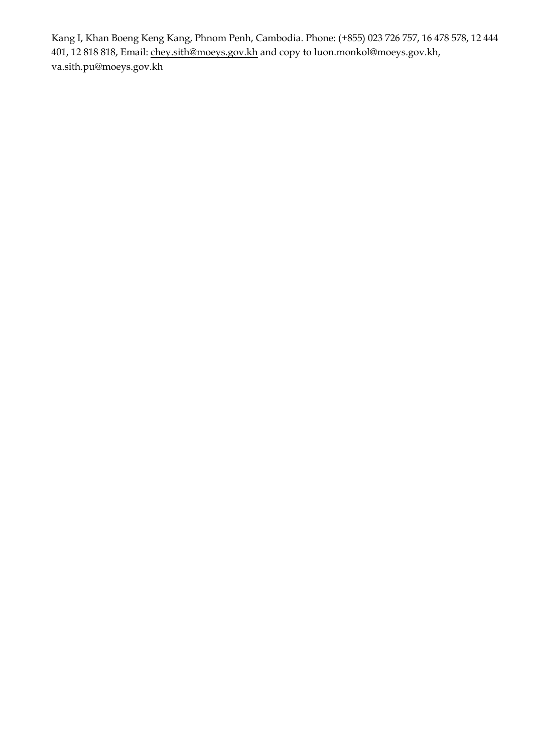Kang I, Khan Boeng Keng Kang, Phnom Penh, Cambodia. Phone: (+855) 023 726 757, 16 478 578, 12 444 401, 12 818 818, Email: chey.sith@moeys.gov.kh and copy to luon.monkol@moeys.gov.kh, va.sith.pu@moeys.gov.kh